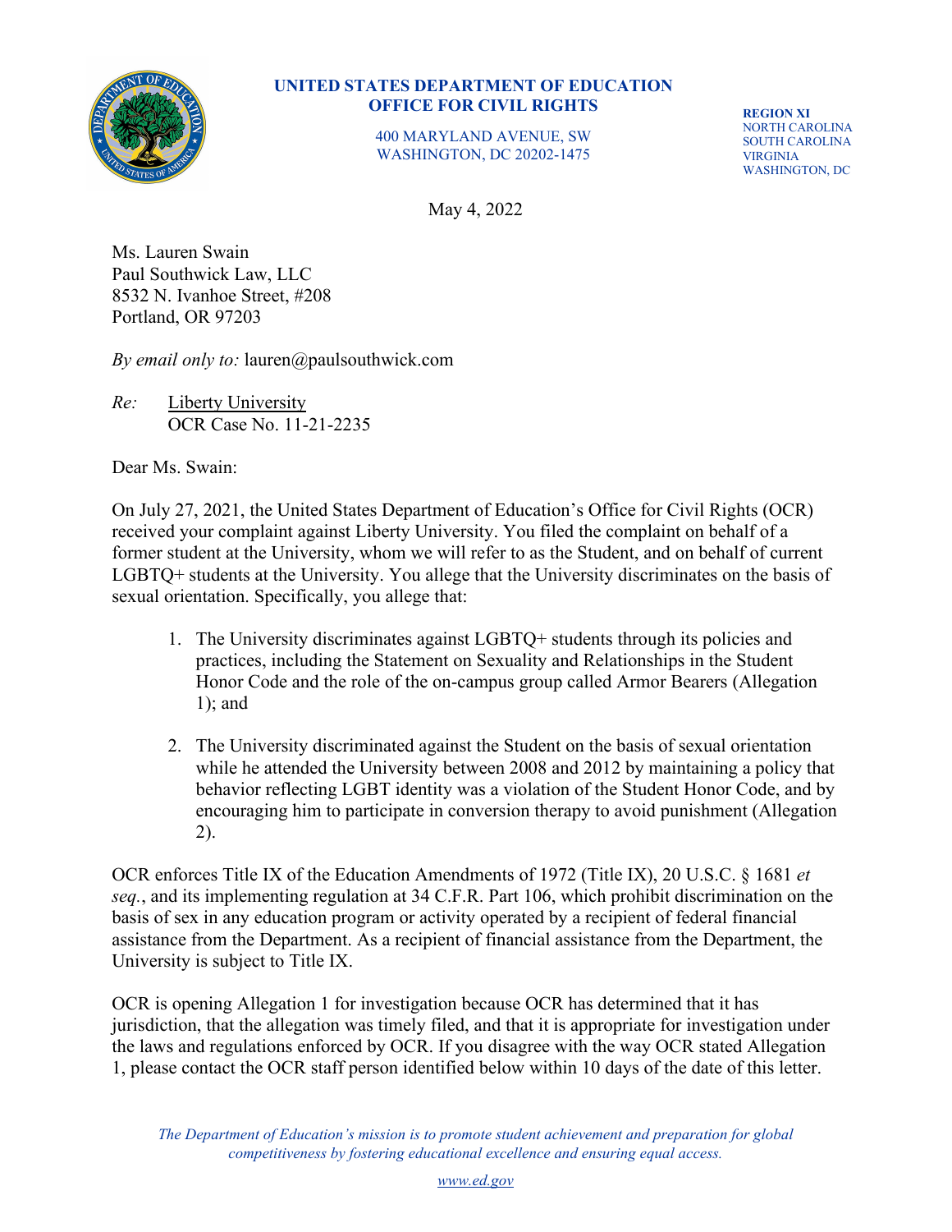**UNITED STATES DEPARTMENT OF EDUCATION**
**OFFICE FOR CIVIL RIGHTS**

400 MARYLAND AVENUE, SW
WASHINGTON, DC 20202-1475

**REGION XI**
NORTH CAROLINA
SOUTH CAROLINA
VIRGINIA
WASHINGTON, DC

May 4, 2022

Ms. Lauren Swain
Paul Southwick Law, LLC
8532 N. Ivanhoe Street, #208
Portland, OR 97203

*By email only to:* lauren@paulsouthwick.com

*Re:* Liberty University
OCR Case No. 11-21-2235

Dear Ms. Swain:

On July 27, 2021, the United States Department of Education's Office for Civil Rights (OCR) received your complaint against Liberty University. You filed the complaint on behalf of a former student at the University, whom we will refer to as the Student, and on behalf of current LGBTQ+ students at the University. You allege that the University discriminates on the basis of sexual orientation. Specifically, you allege that:

1. The University discriminates against LGBTQ+ students through its policies and practices, including the Statement on Sexuality and Relationships in the Student Honor Code and the role of the on-campus group called Armor Bearers (Allegation 1); and

2. The University discriminated against the Student on the basis of sexual orientation while he attended the University between 2008 and 2012 by maintaining a policy that behavior reflecting LGBT identity was a violation of the Student Honor Code, and by encouraging him to participate in conversion therapy to avoid punishment (Allegation 2).

OCR enforces Title IX of the Education Amendments of 1972 (Title IX), 20 U.S.C. § 1681 *et seq.*, and its implementing regulation at 34 C.F.R. Part 106, which prohibit discrimination on the basis of sex in any education program or activity operated by a recipient of federal financial assistance from the Department. As a recipient of financial assistance from the Department, the University is subject to Title IX.

OCR is opening Allegation 1 for investigation because OCR has determined that it has jurisdiction, that the allegation was timely filed, and that it is appropriate for investigation under the laws and regulations enforced by OCR. If you disagree with the way OCR stated Allegation 1, please contact the OCR staff person identified below within 10 days of the date of this letter.

*The Department of Education's mission is to promote student achievement and preparation for global competitiveness by fostering educational excellence and ensuring equal access.*

www.ed.gov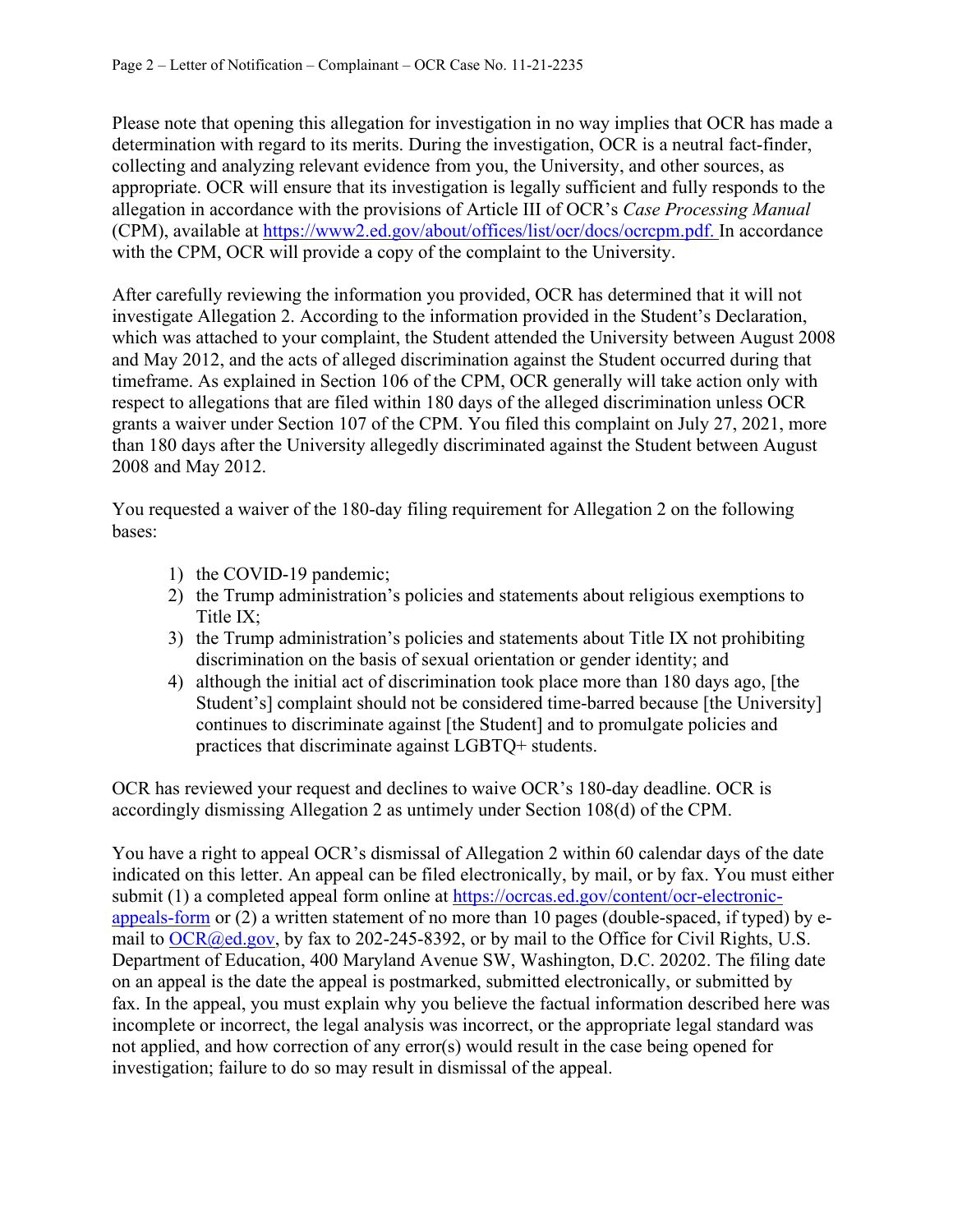Please note that opening this allegation for investigation in no way implies that OCR has made a determination with regard to its merits. During the investigation, OCR is a neutral fact-finder, collecting and analyzing relevant evidence from you, the University, and other sources, as appropriate. OCR will ensure that its investigation is legally sufficient and fully responds to the allegation in accordance with the provisions of Article III of OCR's *Case Processing Manual* (CPM), available at [https://www2.ed.gov/about/offices/list/ocr/docs/ocrcpm.pdf.](https://www2.ed.gov/about/offices/list/ocr/docs/ocrcpm.pdf) In accordance with the CPM, OCR will provide a copy of the complaint to the University.

After carefully reviewing the information you provided, OCR has determined that it will not investigate Allegation 2. According to the information provided in the Student's Declaration, which was attached to your complaint, the Student attended the University between August 2008 and May 2012, and the acts of alleged discrimination against the Student occurred during that timeframe. As explained in Section 106 of the CPM, OCR generally will take action only with respect to allegations that are filed within 180 days of the alleged discrimination unless OCR grants a waiver under Section 107 of the CPM. You filed this complaint on July 27, 2021, more than 180 days after the University allegedly discriminated against the Student between August 2008 and May 2012.

You requested a waiver of the 180-day filing requirement for Allegation 2 on the following bases:

1) the COVID-19 pandemic;
2) the Trump administration's policies and statements about religious exemptions to Title IX;
3) the Trump administration's policies and statements about Title IX not prohibiting discrimination on the basis of sexual orientation or gender identity; and
4) although the initial act of discrimination took place more than 180 days ago, [the Student's] complaint should not be considered time-barred because [the University] continues to discriminate against [the Student] and to promulgate policies and practices that discriminate against LGBTQ+ students.

OCR has reviewed your request and declines to waive OCR's 180-day deadline. OCR is accordingly dismissing Allegation 2 as untimely under Section 108(d) of the CPM.

You have a right to appeal OCR's dismissal of Allegation 2 within 60 calendar days of the date indicated on this letter. An appeal can be filed electronically, by mail, or by fax. You must either submit (1) a completed appeal form online at [https://ocrcas.ed.gov/content/ocr-electronic-appeals-form](https://ocrcas.ed.gov/content/ocr-electronic-appeals-form) or (2) a written statement of no more than 10 pages (double-spaced, if typed) by e-mail to [OCR@ed.gov](mailto:OCR@ed.gov), by fax to 202-245-8392, or by mail to the Office for Civil Rights, U.S. Department of Education, 400 Maryland Avenue SW, Washington, D.C. 20202. The filing date on an appeal is the date the appeal is postmarked, submitted electronically, or submitted by fax. In the appeal, you must explain why you believe the factual information described here was incomplete or incorrect, the legal analysis was incorrect, or the appropriate legal standard was not applied, and how correction of any error(s) would result in the case being opened for investigation; failure to do so may result in dismissal of the appeal.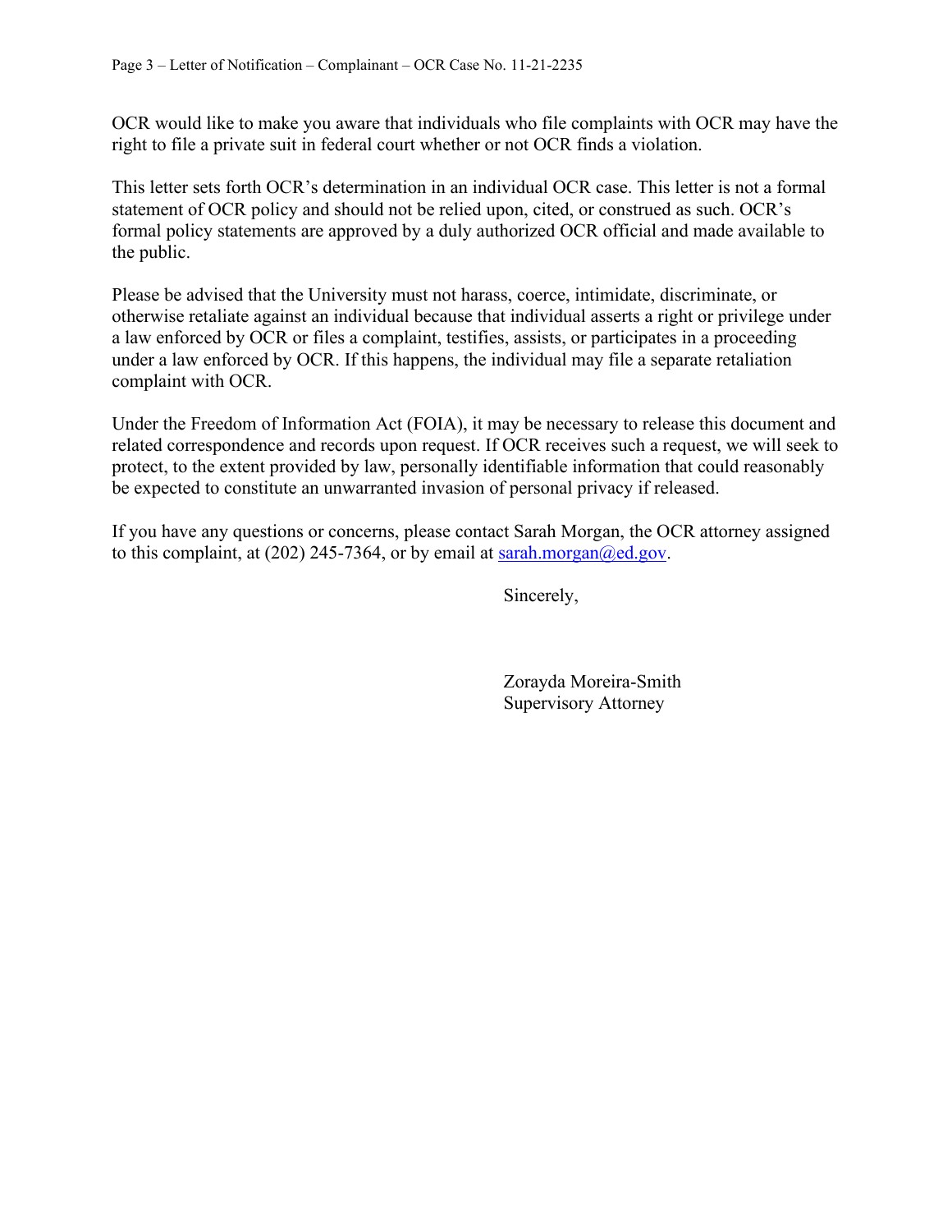OCR would like to make you aware that individuals who file complaints with OCR may have the right to file a private suit in federal court whether or not OCR finds a violation.

This letter sets forth OCR's determination in an individual OCR case. This letter is not a formal statement of OCR policy and should not be relied upon, cited, or construed as such. OCR's formal policy statements are approved by a duly authorized OCR official and made available to the public.

Please be advised that the University must not harass, coerce, intimidate, discriminate, or otherwise retaliate against an individual because that individual asserts a right or privilege under a law enforced by OCR or files a complaint, testifies, assists, or participates in a proceeding under a law enforced by OCR. If this happens, the individual may file a separate retaliation complaint with OCR.

Under the Freedom of Information Act (FOIA), it may be necessary to release this document and related correspondence and records upon request. If OCR receives such a request, we will seek to protect, to the extent provided by law, personally identifiable information that could reasonably be expected to constitute an unwarranted invasion of personal privacy if released.

If you have any questions or concerns, please contact Sarah Morgan, the OCR attorney assigned to this complaint, at (202) 245-7364, or by email at sarah.morgan@ed.gov.

Sincerely,

Zorayda Moreira-Smith
Supervisory Attorney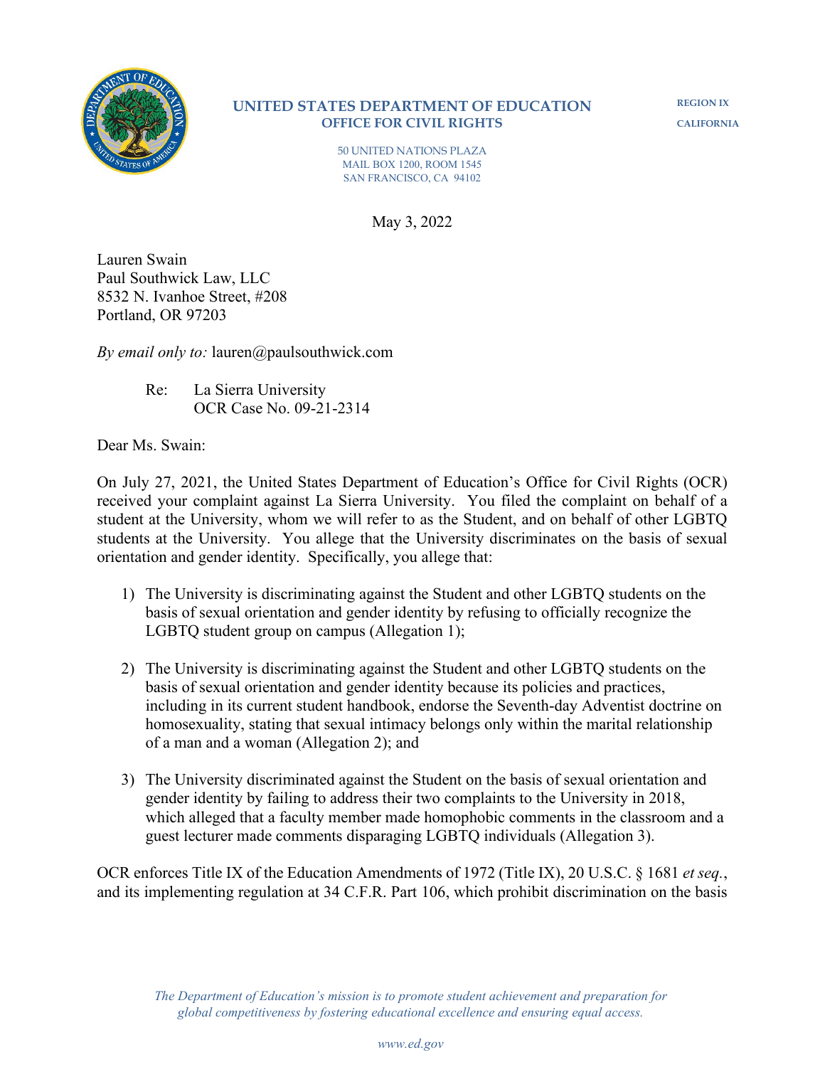**UNITED STATES DEPARTMENT OF EDUCATION**
**OFFICE FOR CIVIL RIGHTS**

REGION IX
CALIFORNIA

50 UNITED NATIONS PLAZA
MAIL BOX 1200, ROOM 1545
SAN FRANCISCO, CA 94102

May 3, 2022

Lauren Swain
Paul Southwick Law, LLC
8532 N. Ivanhoe Street, #208
Portland, OR 97203

*By email only to:* lauren@paulsouthwick.com

Re: La Sierra University
OCR Case No. 09-21-2314

Dear Ms. Swain:

On July 27, 2021, the United States Department of Education's Office for Civil Rights (OCR) received your complaint against La Sierra University. You filed the complaint on behalf of a student at the University, whom we will refer to as the Student, and on behalf of other LGBTQ students at the University. You allege that the University discriminates on the basis of sexual orientation and gender identity. Specifically, you allege that:

1) The University is discriminating against the Student and other LGBTQ students on the basis of sexual orientation and gender identity by refusing to officially recognize the LGBTQ student group on campus (Allegation 1);

2) The University is discriminating against the Student and other LGBTQ students on the basis of sexual orientation and gender identity because its policies and practices, including in its current student handbook, endorse the Seventh-day Adventist doctrine on homosexuality, stating that sexual intimacy belongs only within the marital relationship of a man and a woman (Allegation 2); and

3) The University discriminated against the Student on the basis of sexual orientation and gender identity by failing to address their two complaints to the University in 2018, which alleged that a faculty member made homophobic comments in the classroom and a guest lecturer made comments disparaging LGBTQ individuals (Allegation 3).

OCR enforces Title IX of the Education Amendments of 1972 (Title IX), 20 U.S.C. § 1681 *et seq.*, and its implementing regulation at 34 C.F.R. Part 106, which prohibit discrimination on the basis

*The Department of Education's mission is to promote student achievement and preparation for global competitiveness by fostering educational excellence and ensuring equal access.*

*www.ed.gov*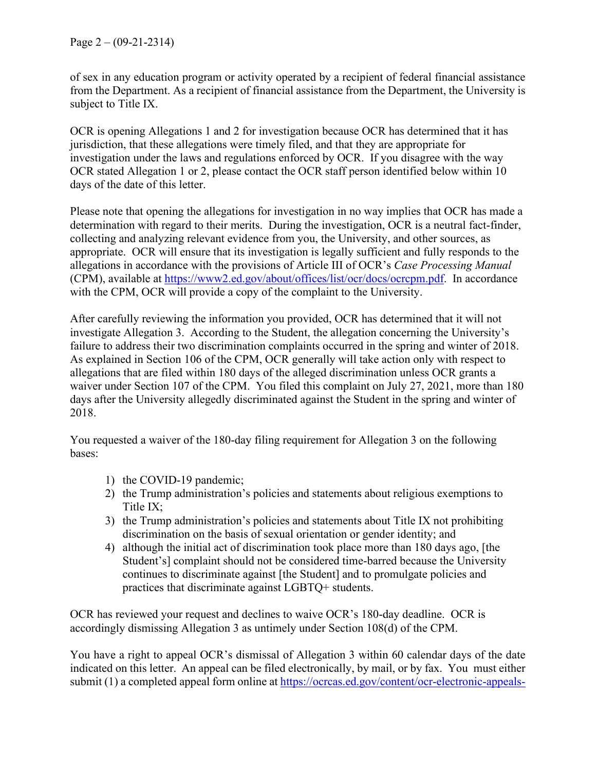of sex in any education program or activity operated by a recipient of federal financial assistance from the Department. As a recipient of financial assistance from the Department, the University is subject to Title IX.

OCR is opening Allegations 1 and 2 for investigation because OCR has determined that it has jurisdiction, that these allegations were timely filed, and that they are appropriate for investigation under the laws and regulations enforced by OCR. If you disagree with the way OCR stated Allegation 1 or 2, please contact the OCR staff person identified below within 10 days of the date of this letter.

Please note that opening the allegations for investigation in no way implies that OCR has made a determination with regard to their merits. During the investigation, OCR is a neutral fact-finder, collecting and analyzing relevant evidence from you, the University, and other sources, as appropriate. OCR will ensure that its investigation is legally sufficient and fully responds to the allegations in accordance with the provisions of Article III of OCR's *Case Processing Manual* (CPM), available at [https://www2.ed.gov/about/offices/list/ocr/docs/ocrcpm.pdf](https://www2.ed.gov/about/offices/list/ocr/docs/ocrcpm.pdf). In accordance with the CPM, OCR will provide a copy of the complaint to the University.

After carefully reviewing the information you provided, OCR has determined that it will not investigate Allegation 3. According to the Student, the allegation concerning the University's failure to address their two discrimination complaints occurred in the spring and winter of 2018. As explained in Section 106 of the CPM, OCR generally will take action only with respect to allegations that are filed within 180 days of the alleged discrimination unless OCR grants a waiver under Section 107 of the CPM. You filed this complaint on July 27, 2021, more than 180 days after the University allegedly discriminated against the Student in the spring and winter of 2018.

You requested a waiver of the 180-day filing requirement for Allegation 3 on the following bases:

1) the COVID-19 pandemic;
2) the Trump administration's policies and statements about religious exemptions to Title IX;
3) the Trump administration's policies and statements about Title IX not prohibiting discrimination on the basis of sexual orientation or gender identity; and
4) although the initial act of discrimination took place more than 180 days ago, [the Student's] complaint should not be considered time-barred because the University continues to discriminate against [the Student] and to promulgate policies and practices that discriminate against LGBTQ+ students.

OCR has reviewed your request and declines to waive OCR's 180-day deadline. OCR is accordingly dismissing Allegation 3 as untimely under Section 108(d) of the CPM.

You have a right to appeal OCR's dismissal of Allegation 3 within 60 calendar days of the date indicated on this letter. An appeal can be filed electronically, by mail, or by fax. You must either submit (1) a completed appeal form online at [https://ocrcas.ed.gov/content/ocr-electronic-appeals-](https://ocrcas.ed.gov/content/ocr-electronic-appeals-)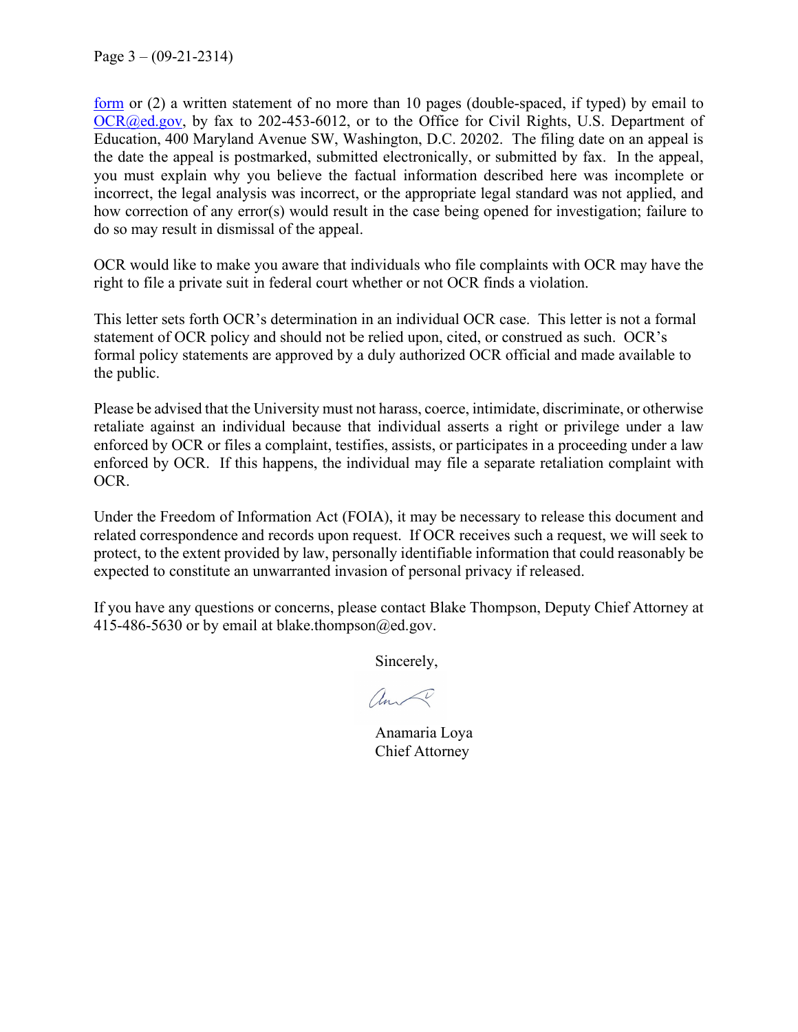form or (2) a written statement of no more than 10 pages (double-spaced, if typed) by email to OCR@ed.gov, by fax to 202-453-6012, or to the Office for Civil Rights, U.S. Department of Education, 400 Maryland Avenue SW, Washington, D.C. 20202. The filing date on an appeal is the date the appeal is postmarked, submitted electronically, or submitted by fax. In the appeal, you must explain why you believe the factual information described here was incomplete or incorrect, the legal analysis was incorrect, or the appropriate legal standard was not applied, and how correction of any error(s) would result in the case being opened for investigation; failure to do so may result in dismissal of the appeal.

OCR would like to make you aware that individuals who file complaints with OCR may have the right to file a private suit in federal court whether or not OCR finds a violation.

This letter sets forth OCR's determination in an individual OCR case. This letter is not a formal statement of OCR policy and should not be relied upon, cited, or construed as such. OCR's formal policy statements are approved by a duly authorized OCR official and made available to the public.

Please be advised that the University must not harass, coerce, intimidate, discriminate, or otherwise retaliate against an individual because that individual asserts a right or privilege under a law enforced by OCR or files a complaint, testifies, assists, or participates in a proceeding under a law enforced by OCR. If this happens, the individual may file a separate retaliation complaint with OCR.

Under the Freedom of Information Act (FOIA), it may be necessary to release this document and related correspondence and records upon request. If OCR receives such a request, we will seek to protect, to the extent provided by law, personally identifiable information that could reasonably be expected to constitute an unwarranted invasion of personal privacy if released.

If you have any questions or concerns, please contact Blake Thompson, Deputy Chief Attorney at 415-486-5630 or by email at blake.thompson@ed.gov.

Sincerely,

Anamaria Loya
Chief Attorney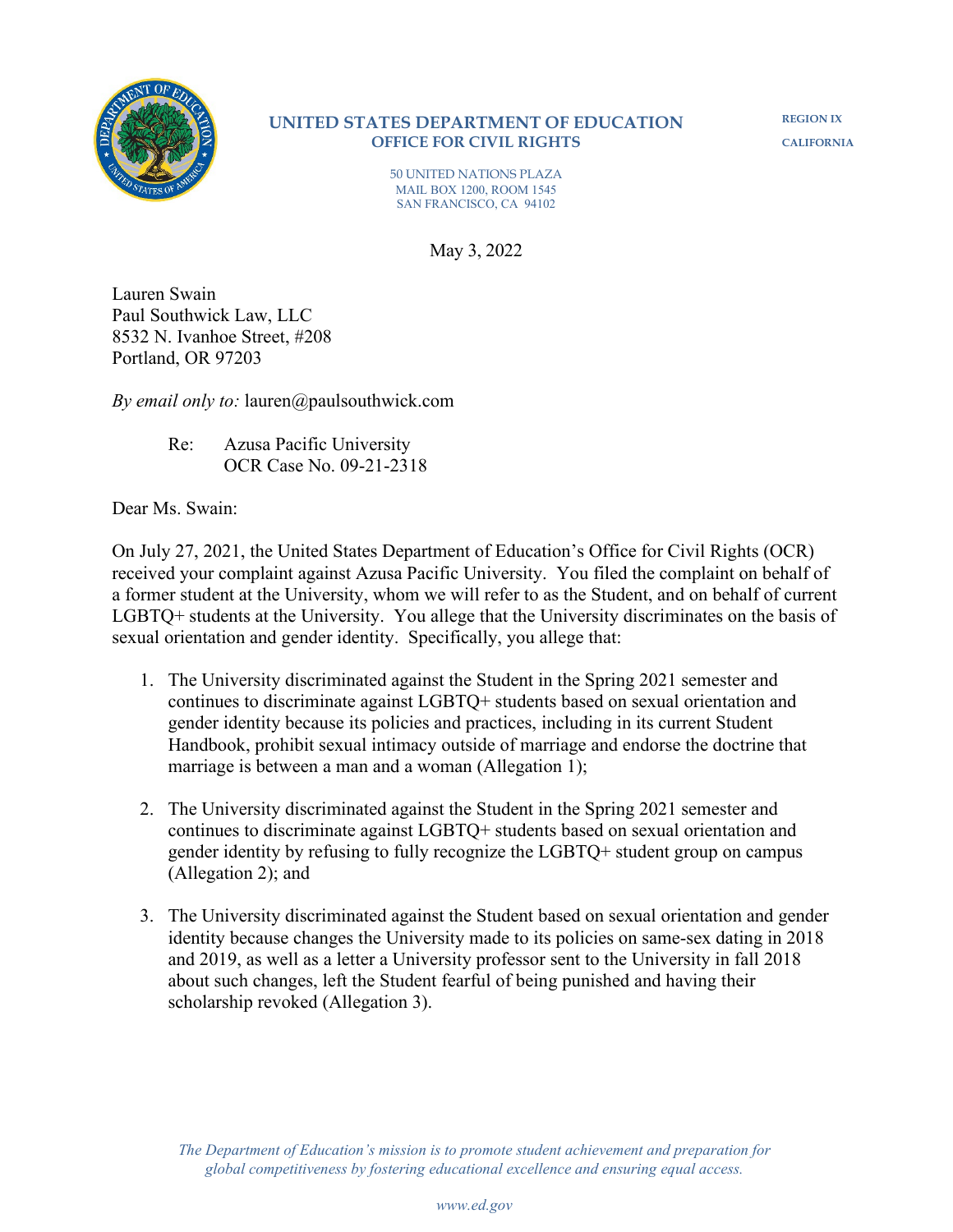**UNITED STATES DEPARTMENT OF EDUCATION**
**OFFICE FOR CIVIL RIGHTS**

REGION IX
CALIFORNIA

50 UNITED NATIONS PLAZA
MAIL BOX 1200, ROOM 1545
SAN FRANCISCO, CA 94102

May 3, 2022

Lauren Swain
Paul Southwick Law, LLC
8532 N. Ivanhoe Street, #208
Portland, OR 97203

*By email only to:* lauren@paulsouthwick.com

Re: Azusa Pacific University
OCR Case No. 09-21-2318

Dear Ms. Swain:

On July 27, 2021, the United States Department of Education's Office for Civil Rights (OCR) received your complaint against Azusa Pacific University. You filed the complaint on behalf of a former student at the University, whom we will refer to as the Student, and on behalf of current LGBTQ+ students at the University. You allege that the University discriminates on the basis of sexual orientation and gender identity. Specifically, you allege that:

1. The University discriminated against the Student in the Spring 2021 semester and continues to discriminate against LGBTQ+ students based on sexual orientation and gender identity because its policies and practices, including in its current Student Handbook, prohibit sexual intimacy outside of marriage and endorse the doctrine that marriage is between a man and a woman (Allegation 1);

2. The University discriminated against the Student in the Spring 2021 semester and continues to discriminate against LGBTQ+ students based on sexual orientation and gender identity by refusing to fully recognize the LGBTQ+ student group on campus (Allegation 2); and

3. The University discriminated against the Student based on sexual orientation and gender identity because changes the University made to its policies on same-sex dating in 2018 and 2019, as well as a letter a University professor sent to the University in fall 2018 about such changes, left the Student fearful of being punished and having their scholarship revoked (Allegation 3).

*The Department of Education's mission is to promote student achievement and preparation for global competitiveness by fostering educational excellence and ensuring equal access.*

*www.ed.gov*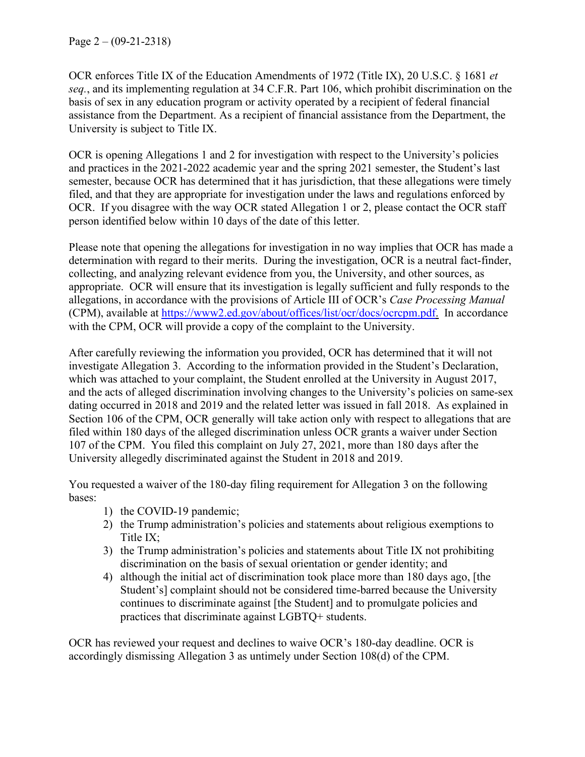OCR enforces Title IX of the Education Amendments of 1972 (Title IX), 20 U.S.C. § 1681 *et seq.*, and its implementing regulation at 34 C.F.R. Part 106, which prohibit discrimination on the basis of sex in any education program or activity operated by a recipient of federal financial assistance from the Department. As a recipient of financial assistance from the Department, the University is subject to Title IX.

OCR is opening Allegations 1 and 2 for investigation with respect to the University's policies and practices in the 2021-2022 academic year and the spring 2021 semester, the Student's last semester, because OCR has determined that it has jurisdiction, that these allegations were timely filed, and that they are appropriate for investigation under the laws and regulations enforced by OCR. If you disagree with the way OCR stated Allegation 1 or 2, please contact the OCR staff person identified below within 10 days of the date of this letter.

Please note that opening the allegations for investigation in no way implies that OCR has made a determination with regard to their merits. During the investigation, OCR is a neutral fact-finder, collecting, and analyzing relevant evidence from you, the University, and other sources, as appropriate. OCR will ensure that its investigation is legally sufficient and fully responds to the allegations, in accordance with the provisions of Article III of OCR's *Case Processing Manual* (CPM), available at https://www2.ed.gov/about/offices/list/ocr/docs/ocrcpm.pdf. In accordance with the CPM, OCR will provide a copy of the complaint to the University.

After carefully reviewing the information you provided, OCR has determined that it will not investigate Allegation 3. According to the information provided in the Student's Declaration, which was attached to your complaint, the Student enrolled at the University in August 2017, and the acts of alleged discrimination involving changes to the University's policies on same-sex dating occurred in 2018 and 2019 and the related letter was issued in fall 2018. As explained in Section 106 of the CPM, OCR generally will take action only with respect to allegations that are filed within 180 days of the alleged discrimination unless OCR grants a waiver under Section 107 of the CPM. You filed this complaint on July 27, 2021, more than 180 days after the University allegedly discriminated against the Student in 2018 and 2019.

You requested a waiver of the 180-day filing requirement for Allegation 3 on the following bases:

1) the COVID-19 pandemic;
2) the Trump administration's policies and statements about religious exemptions to Title IX;
3) the Trump administration's policies and statements about Title IX not prohibiting discrimination on the basis of sexual orientation or gender identity; and
4) although the initial act of discrimination took place more than 180 days ago, [the Student's] complaint should not be considered time-barred because the University continues to discriminate against [the Student] and to promulgate policies and practices that discriminate against LGBTQ+ students.

OCR has reviewed your request and declines to waive OCR's 180-day deadline. OCR is accordingly dismissing Allegation 3 as untimely under Section 108(d) of the CPM.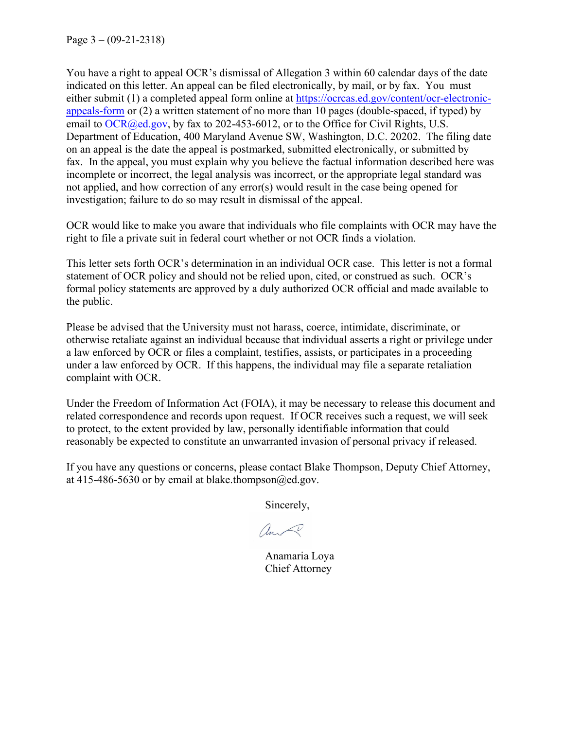You have a right to appeal OCR's dismissal of Allegation 3 within 60 calendar days of the date indicated on this letter. An appeal can be filed electronically, by mail, or by fax. You must either submit (1) a completed appeal form online at [https://ocrcas.ed.gov/content/ocr-electronic-appeals-form](https://ocrcas.ed.gov/content/ocr-electronic-appeals-form) or (2) a written statement of no more than 10 pages (double-spaced, if typed) by email to [OCR@ed.gov](mailto:OCR@ed.gov), by fax to 202-453-6012, or to the Office for Civil Rights, U.S. Department of Education, 400 Maryland Avenue SW, Washington, D.C. 20202. The filing date on an appeal is the date the appeal is postmarked, submitted electronically, or submitted by fax. In the appeal, you must explain why you believe the factual information described here was incomplete or incorrect, the legal analysis was incorrect, or the appropriate legal standard was not applied, and how correction of any error(s) would result in the case being opened for investigation; failure to do so may result in dismissal of the appeal.

OCR would like to make you aware that individuals who file complaints with OCR may have the right to file a private suit in federal court whether or not OCR finds a violation.

This letter sets forth OCR's determination in an individual OCR case. This letter is not a formal statement of OCR policy and should not be relied upon, cited, or construed as such. OCR's formal policy statements are approved by a duly authorized OCR official and made available to the public.

Please be advised that the University must not harass, coerce, intimidate, discriminate, or otherwise retaliate against an individual because that individual asserts a right or privilege under a law enforced by OCR or files a complaint, testifies, assists, or participates in a proceeding under a law enforced by OCR. If this happens, the individual may file a separate retaliation complaint with OCR.

Under the Freedom of Information Act (FOIA), it may be necessary to release this document and related correspondence and records upon request. If OCR receives such a request, we will seek to protect, to the extent provided by law, personally identifiable information that could reasonably be expected to constitute an unwarranted invasion of personal privacy if released.

If you have any questions or concerns, please contact Blake Thompson, Deputy Chief Attorney, at 415-486-5630 or by email at blake.thompson@ed.gov.

Sincerely,

Anamaria Loya
Chief Attorney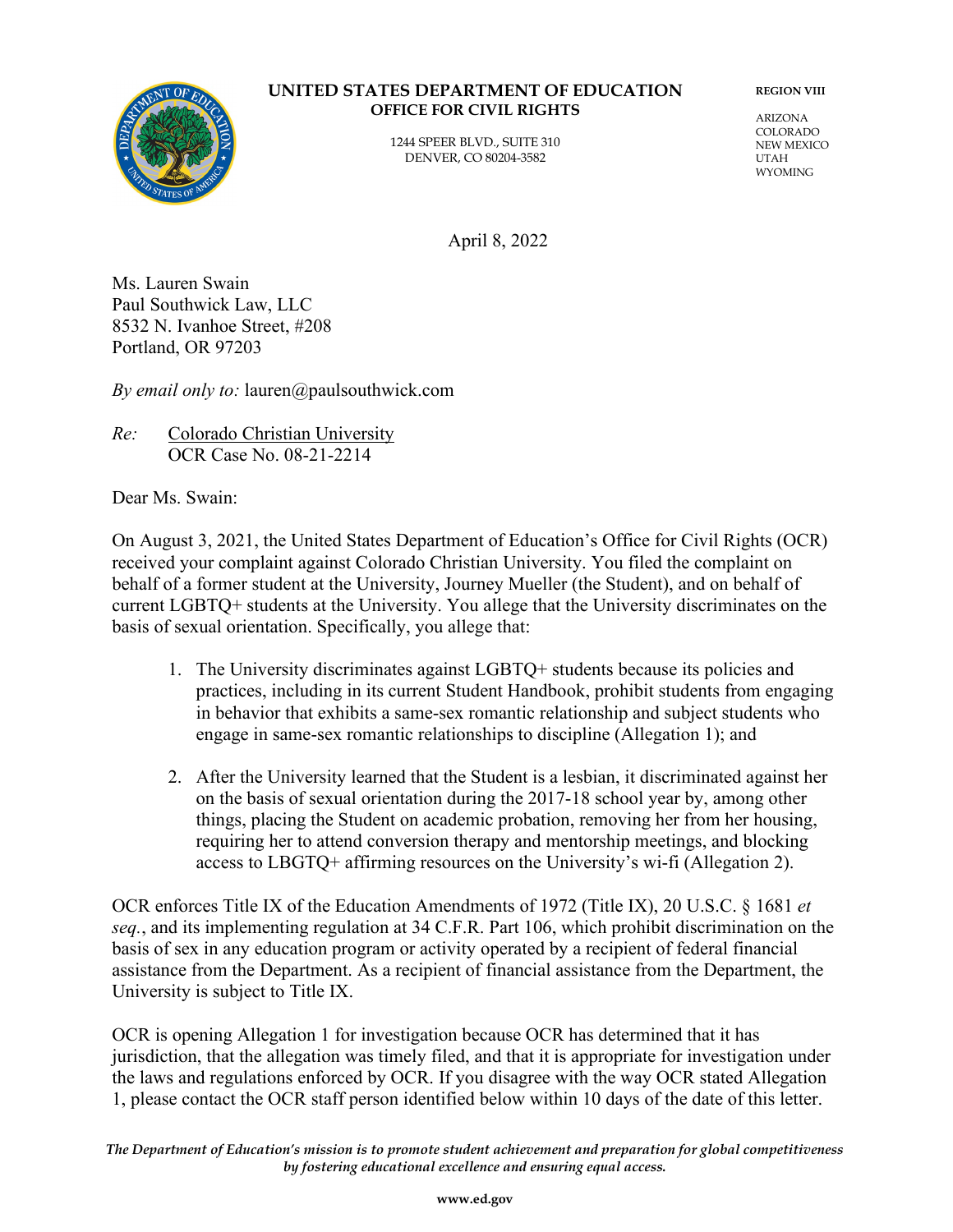**UNITED STATES DEPARTMENT OF EDUCATION**
**OFFICE FOR CIVIL RIGHTS**

1244 SPEER BLVD., SUITE 310
DENVER, CO 80204-3582

**REGION VIII**

ARIZONA
COLORADO
NEW MEXICO
UTAH
WYOMING

April 8, 2022

Ms. Lauren Swain
Paul Southwick Law, LLC
8532 N. Ivanhoe Street, #208
Portland, OR 97203

*By email only to:* lauren@paulsouthwick.com

*Re:* Colorado Christian University
OCR Case No. 08-21-2214

Dear Ms. Swain:

On August 3, 2021, the United States Department of Education's Office for Civil Rights (OCR) received your complaint against Colorado Christian University. You filed the complaint on behalf of a former student at the University, Journey Mueller (the Student), and on behalf of current LGBTQ+ students at the University. You allege that the University discriminates on the basis of sexual orientation. Specifically, you allege that:

1. The University discriminates against LGBTQ+ students because its policies and practices, including in its current Student Handbook, prohibit students from engaging in behavior that exhibits a same-sex romantic relationship and subject students who engage in same-sex romantic relationships to discipline (Allegation 1); and

2. After the University learned that the Student is a lesbian, it discriminated against her on the basis of sexual orientation during the 2017-18 school year by, among other things, placing the Student on academic probation, removing her from her housing, requiring her to attend conversion therapy and mentorship meetings, and blocking access to LBGTQ+ affirming resources on the University's wi-fi (Allegation 2).

OCR enforces Title IX of the Education Amendments of 1972 (Title IX), 20 U.S.C. § 1681 *et seq.*, and its implementing regulation at 34 C.F.R. Part 106, which prohibit discrimination on the basis of sex in any education program or activity operated by a recipient of federal financial assistance from the Department. As a recipient of financial assistance from the Department, the University is subject to Title IX.

OCR is opening Allegation 1 for investigation because OCR has determined that it has jurisdiction, that the allegation was timely filed, and that it is appropriate for investigation under the laws and regulations enforced by OCR. If you disagree with the way OCR stated Allegation 1, please contact the OCR staff person identified below within 10 days of the date of this letter.

*The Department of Education's mission is to promote student achievement and preparation for global competitiveness by fostering educational excellence and ensuring equal access.*

www.ed.gov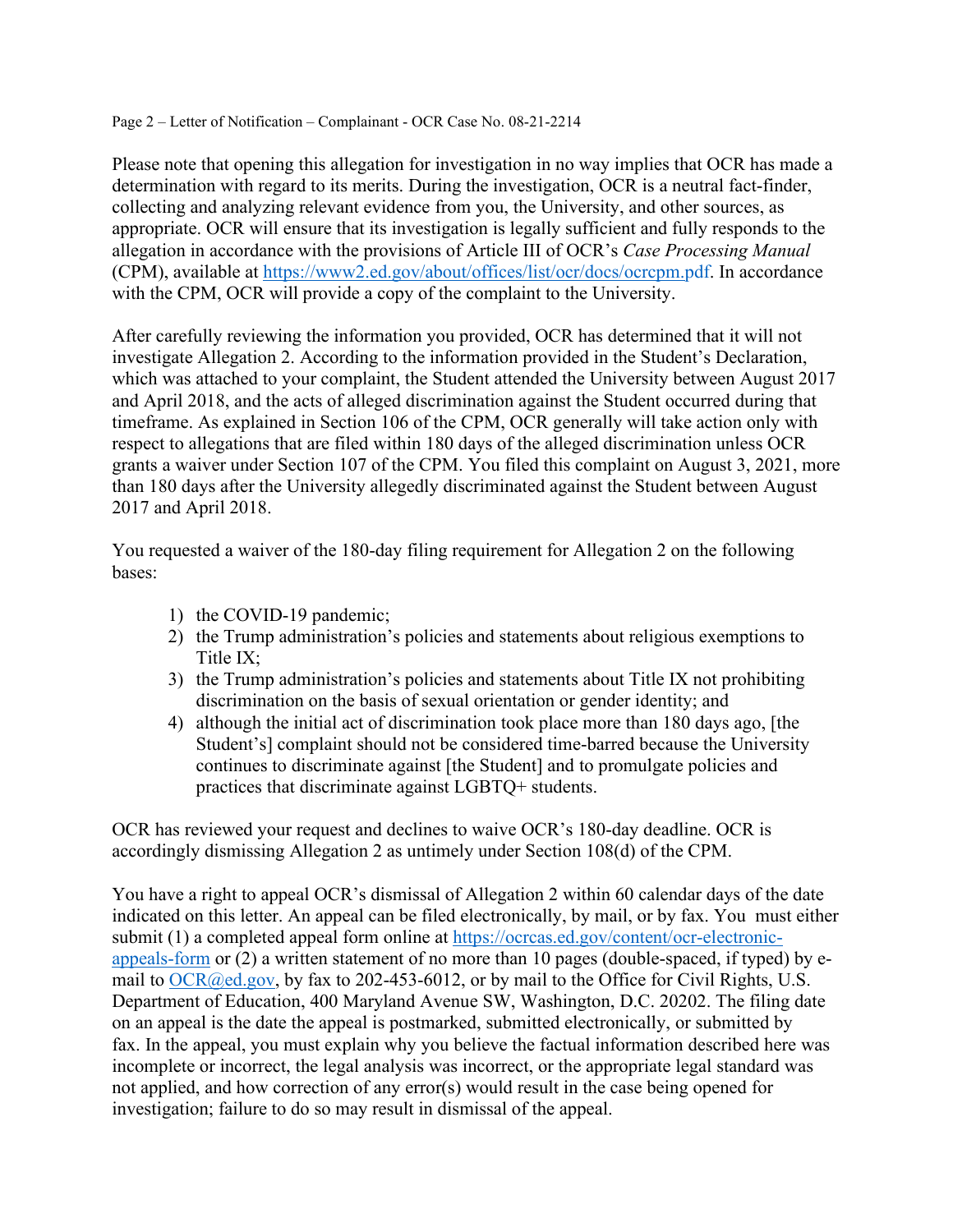Please note that opening this allegation for investigation in no way implies that OCR has made a determination with regard to its merits. During the investigation, OCR is a neutral fact-finder, collecting and analyzing relevant evidence from you, the University, and other sources, as appropriate. OCR will ensure that its investigation is legally sufficient and fully responds to the allegation in accordance with the provisions of Article III of OCR's *Case Processing Manual* (CPM), available at https://www2.ed.gov/about/offices/list/ocr/docs/ocrcpm.pdf. In accordance with the CPM, OCR will provide a copy of the complaint to the University.

After carefully reviewing the information you provided, OCR has determined that it will not investigate Allegation 2. According to the information provided in the Student's Declaration, which was attached to your complaint, the Student attended the University between August 2017 and April 2018, and the acts of alleged discrimination against the Student occurred during that timeframe. As explained in Section 106 of the CPM, OCR generally will take action only with respect to allegations that are filed within 180 days of the alleged discrimination unless OCR grants a waiver under Section 107 of the CPM. You filed this complaint on August 3, 2021, more than 180 days after the University allegedly discriminated against the Student between August 2017 and April 2018.

You requested a waiver of the 180-day filing requirement for Allegation 2 on the following bases:

1) the COVID-19 pandemic;
2) the Trump administration's policies and statements about religious exemptions to Title IX;
3) the Trump administration's policies and statements about Title IX not prohibiting discrimination on the basis of sexual orientation or gender identity; and
4) although the initial act of discrimination took place more than 180 days ago, [the Student's] complaint should not be considered time-barred because the University continues to discriminate against [the Student] and to promulgate policies and practices that discriminate against LGBTQ+ students.

OCR has reviewed your request and declines to waive OCR's 180-day deadline. OCR is accordingly dismissing Allegation 2 as untimely under Section 108(d) of the CPM.

You have a right to appeal OCR's dismissal of Allegation 2 within 60 calendar days of the date indicated on this letter. An appeal can be filed electronically, by mail, or by fax. You must either submit (1) a completed appeal form online at https://ocrcas.ed.gov/content/ocr-electronic-appeals-form or (2) a written statement of no more than 10 pages (double-spaced, if typed) by e-mail to OCR@ed.gov, by fax to 202-453-6012, or by mail to the Office for Civil Rights, U.S. Department of Education, 400 Maryland Avenue SW, Washington, D.C. 20202. The filing date on an appeal is the date the appeal is postmarked, submitted electronically, or submitted by fax. In the appeal, you must explain why you believe the factual information described here was incomplete or incorrect, the legal analysis was incorrect, or the appropriate legal standard was not applied, and how correction of any error(s) would result in the case being opened for investigation; failure to do so may result in dismissal of the appeal.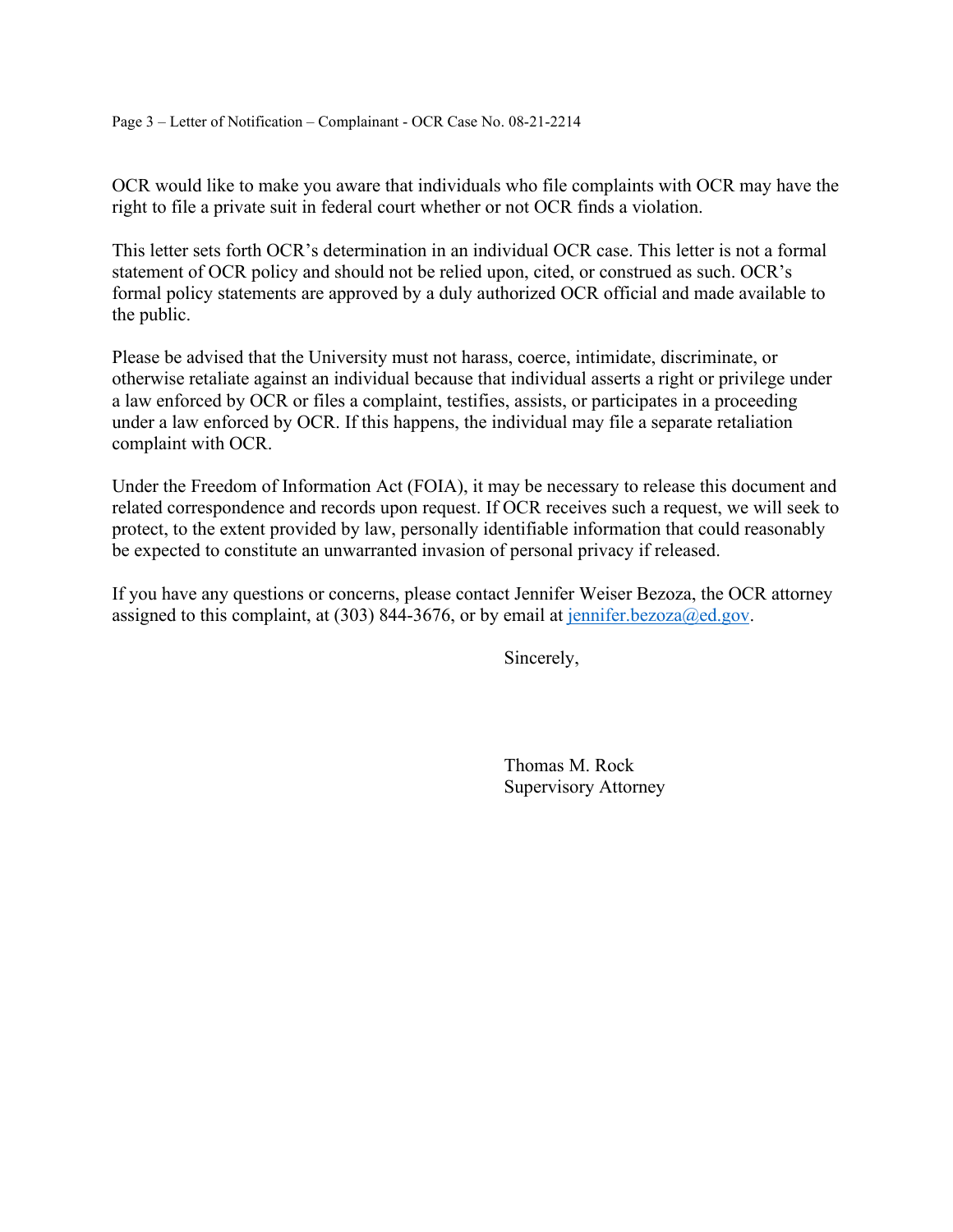OCR would like to make you aware that individuals who file complaints with OCR may have the right to file a private suit in federal court whether or not OCR finds a violation.

This letter sets forth OCR's determination in an individual OCR case. This letter is not a formal statement of OCR policy and should not be relied upon, cited, or construed as such. OCR's formal policy statements are approved by a duly authorized OCR official and made available to the public.

Please be advised that the University must not harass, coerce, intimidate, discriminate, or otherwise retaliate against an individual because that individual asserts a right or privilege under a law enforced by OCR or files a complaint, testifies, assists, or participates in a proceeding under a law enforced by OCR. If this happens, the individual may file a separate retaliation complaint with OCR.

Under the Freedom of Information Act (FOIA), it may be necessary to release this document and related correspondence and records upon request. If OCR receives such a request, we will seek to protect, to the extent provided by law, personally identifiable information that could reasonably be expected to constitute an unwarranted invasion of personal privacy if released.

If you have any questions or concerns, please contact Jennifer Weiser Bezoza, the OCR attorney assigned to this complaint, at (303) 844-3676, or by email at jennifer.bezoza@ed.gov.

Sincerely,

Thomas M. Rock
Supervisory Attorney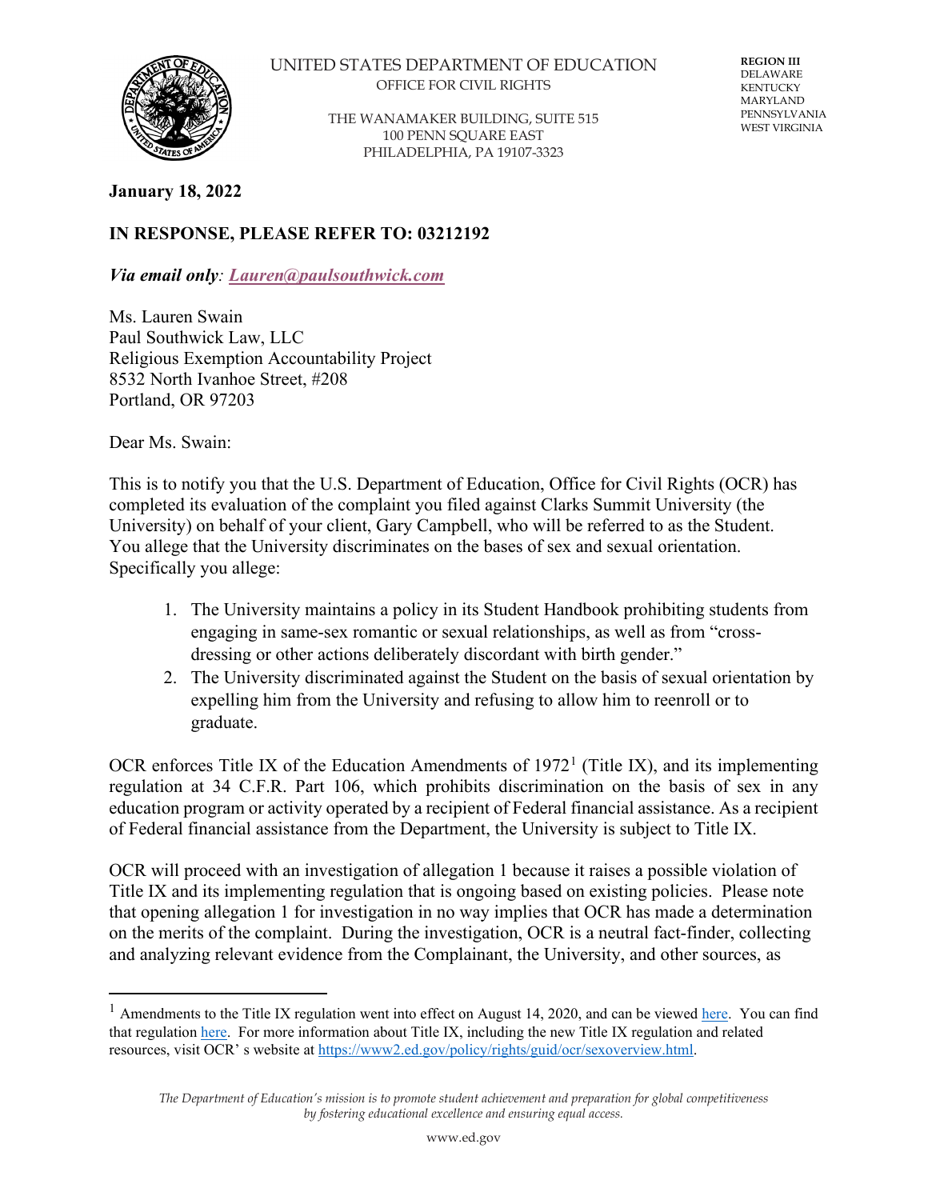UNITED STATES DEPARTMENT OF EDUCATION
OFFICE FOR CIVIL RIGHTS

THE WANAMAKER BUILDING, SUITE 515
100 PENN SQUARE EAST
PHILADELPHIA, PA 19107-3323

**REGION III**
DELAWARE
KENTUCKY
MARYLAND
PENNSYLVANIA
WEST VIRGINIA

**January 18, 2022**

**IN RESPONSE, PLEASE REFER TO: 03212192**

***Via email only*: *Lauren@paulsouthwick.com***

Ms. Lauren Swain
Paul Southwick Law, LLC
Religious Exemption Accountability Project
8532 North Ivanhoe Street, #208
Portland, OR 97203

Dear Ms. Swain:

This is to notify you that the U.S. Department of Education, Office for Civil Rights (OCR) has completed its evaluation of the complaint you filed against Clarks Summit University (the University) on behalf of your client, Gary Campbell, who will be referred to as the Student. You allege that the University discriminates on the bases of sex and sexual orientation. Specifically you allege:

1. The University maintains a policy in its Student Handbook prohibiting students from engaging in same-sex romantic or sexual relationships, as well as from "cross-dressing or other actions deliberately discordant with birth gender."
2. The University discriminated against the Student on the basis of sexual orientation by expelling him from the University and refusing to allow him to reenroll or to graduate.

OCR enforces Title IX of the Education Amendments of 1972[1] (Title IX), and its implementing regulation at 34 C.F.R. Part 106, which prohibits discrimination on the basis of sex in any education program or activity operated by a recipient of Federal financial assistance. As a recipient of Federal financial assistance from the Department, the University is subject to Title IX.

OCR will proceed with an investigation of allegation 1 because it raises a possible violation of Title IX and its implementing regulation that is ongoing based on existing policies. Please note that opening allegation 1 for investigation in no way implies that OCR has made a determination on the merits of the complaint. During the investigation, OCR is a neutral fact-finder, collecting and analyzing relevant evidence from the Complainant, the University, and other sources, as

[1] Amendments to the Title IX regulation went into effect on August 14, 2020, and can be viewed here. You can find that regulation here. For more information about Title IX, including the new Title IX regulation and related resources, visit OCR' s website at https://www2.ed.gov/policy/rights/guid/ocr/sexoverview.html.

*The Department of Education's mission is to promote student achievement and preparation for global competitiveness by fostering educational excellence and ensuring equal access.*

www.ed.gov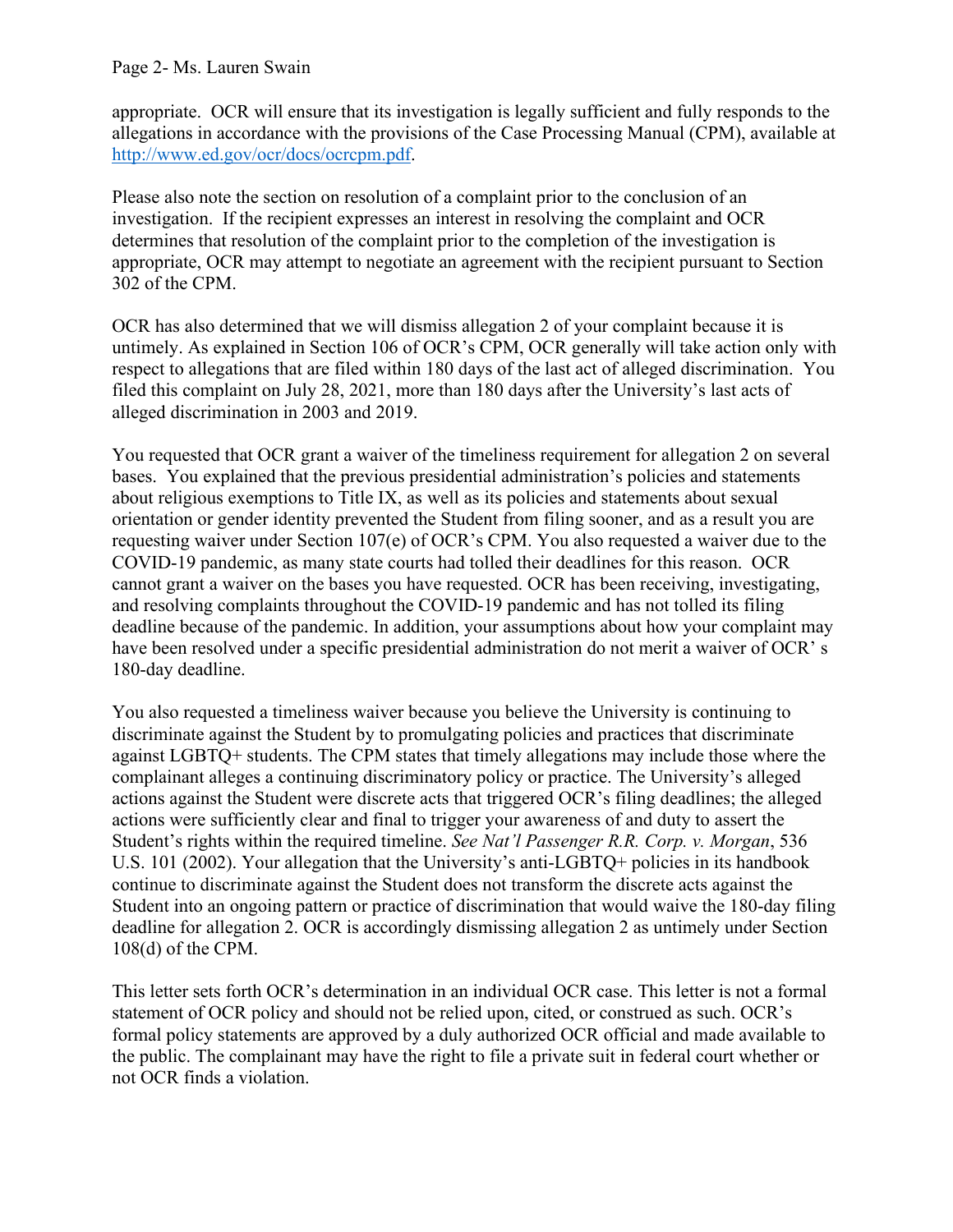appropriate. OCR will ensure that its investigation is legally sufficient and fully responds to the allegations in accordance with the provisions of the Case Processing Manual (CPM), available at [http://www.ed.gov/ocr/docs/ocrcpm.pdf](http://www.ed.gov/ocr/docs/ocrcpm.pdf).

Please also note the section on resolution of a complaint prior to the conclusion of an investigation. If the recipient expresses an interest in resolving the complaint and OCR determines that resolution of the complaint prior to the completion of the investigation is appropriate, OCR may attempt to negotiate an agreement with the recipient pursuant to Section 302 of the CPM.

OCR has also determined that we will dismiss allegation 2 of your complaint because it is untimely. As explained in Section 106 of OCR's CPM, OCR generally will take action only with respect to allegations that are filed within 180 days of the last act of alleged discrimination. You filed this complaint on July 28, 2021, more than 180 days after the University's last acts of alleged discrimination in 2003 and 2019.

You requested that OCR grant a waiver of the timeliness requirement for allegation 2 on several bases. You explained that the previous presidential administration's policies and statements about religious exemptions to Title IX, as well as its policies and statements about sexual orientation or gender identity prevented the Student from filing sooner, and as a result you are requesting waiver under Section 107(e) of OCR's CPM. You also requested a waiver due to the COVID-19 pandemic, as many state courts had tolled their deadlines for this reason. OCR cannot grant a waiver on the bases you have requested. OCR has been receiving, investigating, and resolving complaints throughout the COVID-19 pandemic and has not tolled its filing deadline because of the pandemic. In addition, your assumptions about how your complaint may have been resolved under a specific presidential administration do not merit a waiver of OCR' s 180-day deadline.

You also requested a timeliness waiver because you believe the University is continuing to discriminate against the Student by to promulgating policies and practices that discriminate against LGBTQ+ students. The CPM states that timely allegations may include those where the complainant alleges a continuing discriminatory policy or practice. The University's alleged actions against the Student were discrete acts that triggered OCR's filing deadlines; the alleged actions were sufficiently clear and final to trigger your awareness of and duty to assert the Student's rights within the required timeline. *See Nat'l Passenger R.R. Corp. v. Morgan*, 536 U.S. 101 (2002). Your allegation that the University's anti-LGBTQ+ policies in its handbook continue to discriminate against the Student does not transform the discrete acts against the Student into an ongoing pattern or practice of discrimination that would waive the 180-day filing deadline for allegation 2. OCR is accordingly dismissing allegation 2 as untimely under Section 108(d) of the CPM.

This letter sets forth OCR's determination in an individual OCR case. This letter is not a formal statement of OCR policy and should not be relied upon, cited, or construed as such. OCR's formal policy statements are approved by a duly authorized OCR official and made available to the public. The complainant may have the right to file a private suit in federal court whether or not OCR finds a violation.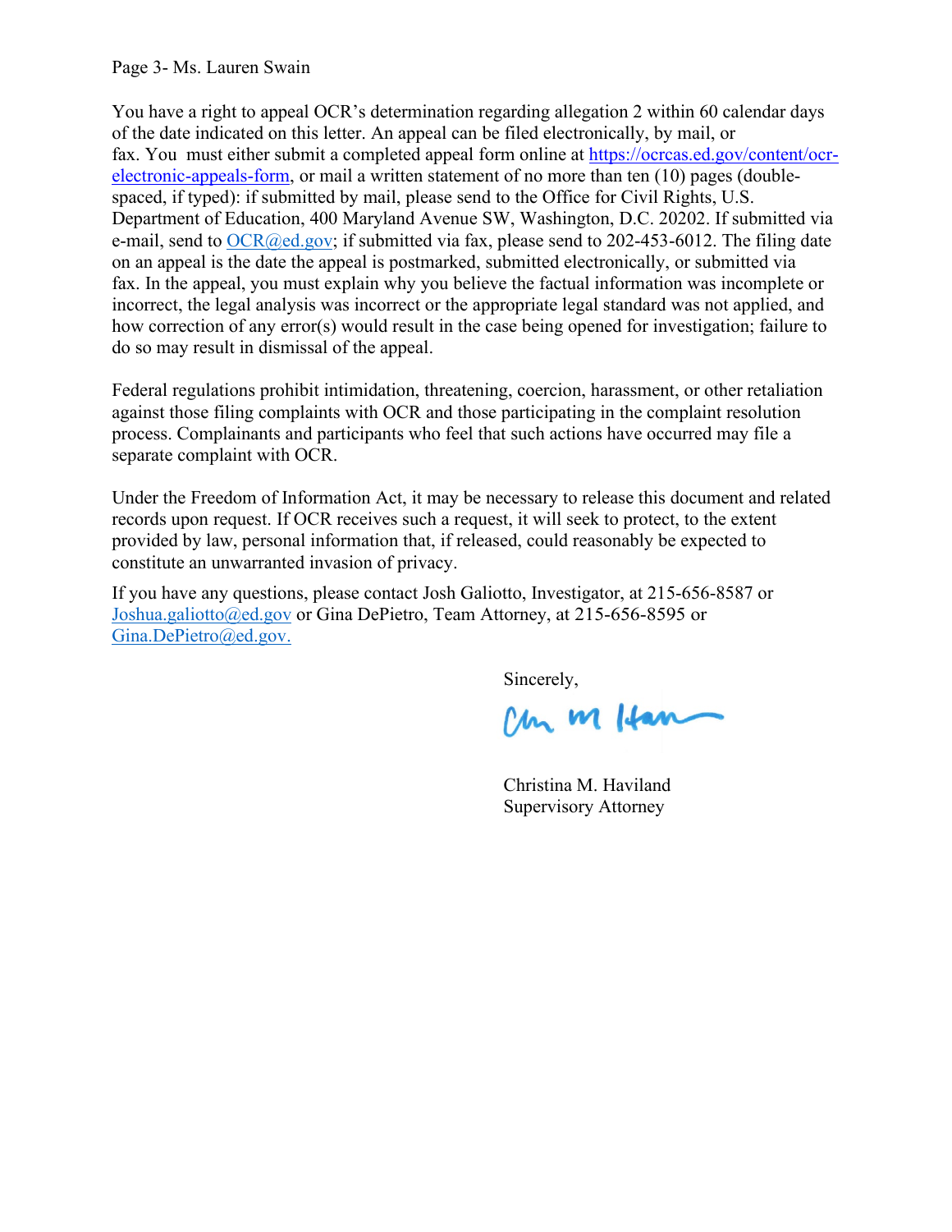Page 3- Ms. Lauren Swain

You have a right to appeal OCR's determination regarding allegation 2 within 60 calendar days of the date indicated on this letter. An appeal can be filed electronically, by mail, or fax. You must either submit a completed appeal form online at https://ocrcas.ed.gov/content/ocr-electronic-appeals-form, or mail a written statement of no more than ten (10) pages (double-spaced, if typed): if submitted by mail, please send to the Office for Civil Rights, U.S. Department of Education, 400 Maryland Avenue SW, Washington, D.C. 20202. If submitted via e-mail, send to OCR@ed.gov; if submitted via fax, please send to 202-453-6012. The filing date on an appeal is the date the appeal is postmarked, submitted electronically, or submitted via fax. In the appeal, you must explain why you believe the factual information was incomplete or incorrect, the legal analysis was incorrect or the appropriate legal standard was not applied, and how correction of any error(s) would result in the case being opened for investigation; failure to do so may result in dismissal of the appeal.

Federal regulations prohibit intimidation, threatening, coercion, harassment, or other retaliation against those filing complaints with OCR and those participating in the complaint resolution process. Complainants and participants who feel that such actions have occurred may file a separate complaint with OCR.

Under the Freedom of Information Act, it may be necessary to release this document and related records upon request. If OCR receives such a request, it will seek to protect, to the extent provided by law, personal information that, if released, could reasonably be expected to constitute an unwarranted invasion of privacy.

If you have any questions, please contact Josh Galiotto, Investigator, at 215-656-8587 or Joshua.galiotto@ed.gov or Gina DePietro, Team Attorney, at 215-656-8595 or Gina.DePietro@ed.gov.

Sincerely,

Christina M. Haviland
Supervisory Attorney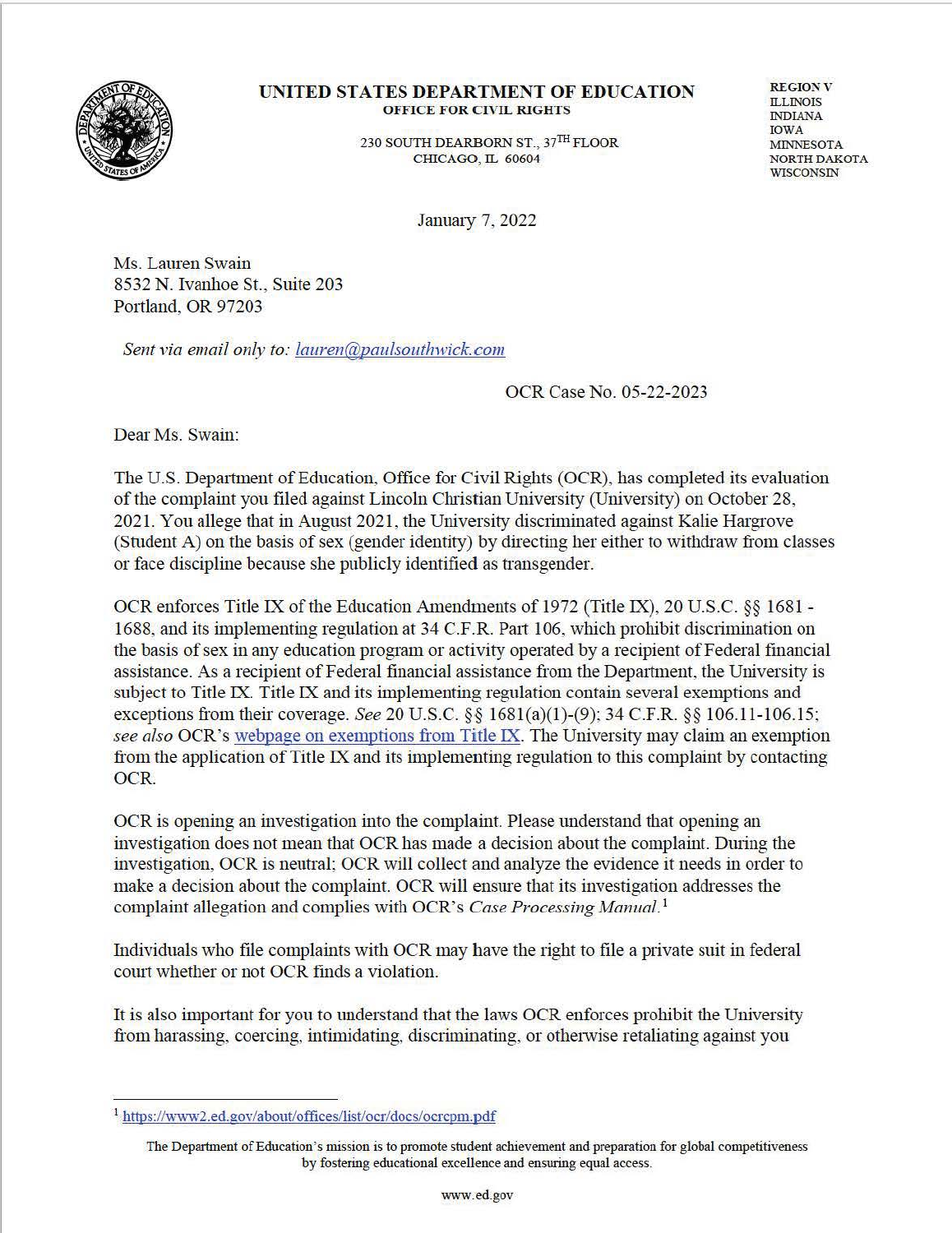**UNITED STATES DEPARTMENT OF EDUCATION**
**OFFICE FOR CIVIL RIGHTS**

230 SOUTH DEARBORN ST., 37TH FLOOR
CHICAGO, IL 60604

**REGION V**
ILLINOIS
INDIANA
IOWA
MINNESOTA
NORTH DAKOTA
WISCONSIN

January 7, 2022

Ms. Lauren Swain
8532 N. Ivanhoe St., Suite 203
Portland, OR 97203

*Sent via email only to:* [lauren@paulsouthwick.com](mailto:lauren@paulsouthwick.com)

OCR Case No. 05-22-2023

Dear Ms. Swain:

The U.S. Department of Education, Office for Civil Rights (OCR), has completed its evaluation of the complaint you filed against Lincoln Christian University (University) on October 28, 2021. You allege that in August 2021, the University discriminated against Kalie Hargrove (Student A) on the basis of sex (gender identity) by directing her either to withdraw from classes or face discipline because she publicly identified as transgender.

OCR enforces Title IX of the Education Amendments of 1972 (Title IX), 20 U.S.C. §§ 1681 - 1688, and its implementing regulation at 34 C.F.R. Part 106, which prohibit discrimination on the basis of sex in any education program or activity operated by a recipient of Federal financial assistance. As a recipient of Federal financial assistance from the Department, the University is subject to Title IX. Title IX and its implementing regulation contain several exemptions and exceptions from their coverage. *See* 20 U.S.C. §§ 1681(a)(1)-(9); 34 C.F.R. §§ 106.11-106.15; *see also* OCR's webpage on exemptions from Title IX. The University may claim an exemption from the application of Title IX and its implementing regulation to this complaint by contacting OCR.

OCR is opening an investigation into the complaint. Please understand that opening an investigation does not mean that OCR has made a decision about the complaint. During the investigation, OCR is neutral; OCR will collect and analyze the evidence it needs in order to make a decision about the complaint. OCR will ensure that its investigation addresses the complaint allegation and complies with OCR's *Case Processing Manual*.[1]

Individuals who file complaints with OCR may have the right to file a private suit in federal court whether or not OCR finds a violation.

It is also important for you to understand that the laws OCR enforces prohibit the University from harassing, coercing, intimidating, discriminating, or otherwise retaliating against you

[1] https://www2.ed.gov/about/offices/list/ocr/docs/ocrcpm.pdf

The Department of Education's mission is to promote student achievement and preparation for global competitiveness by fostering educational excellence and ensuring equal access.

www.ed.gov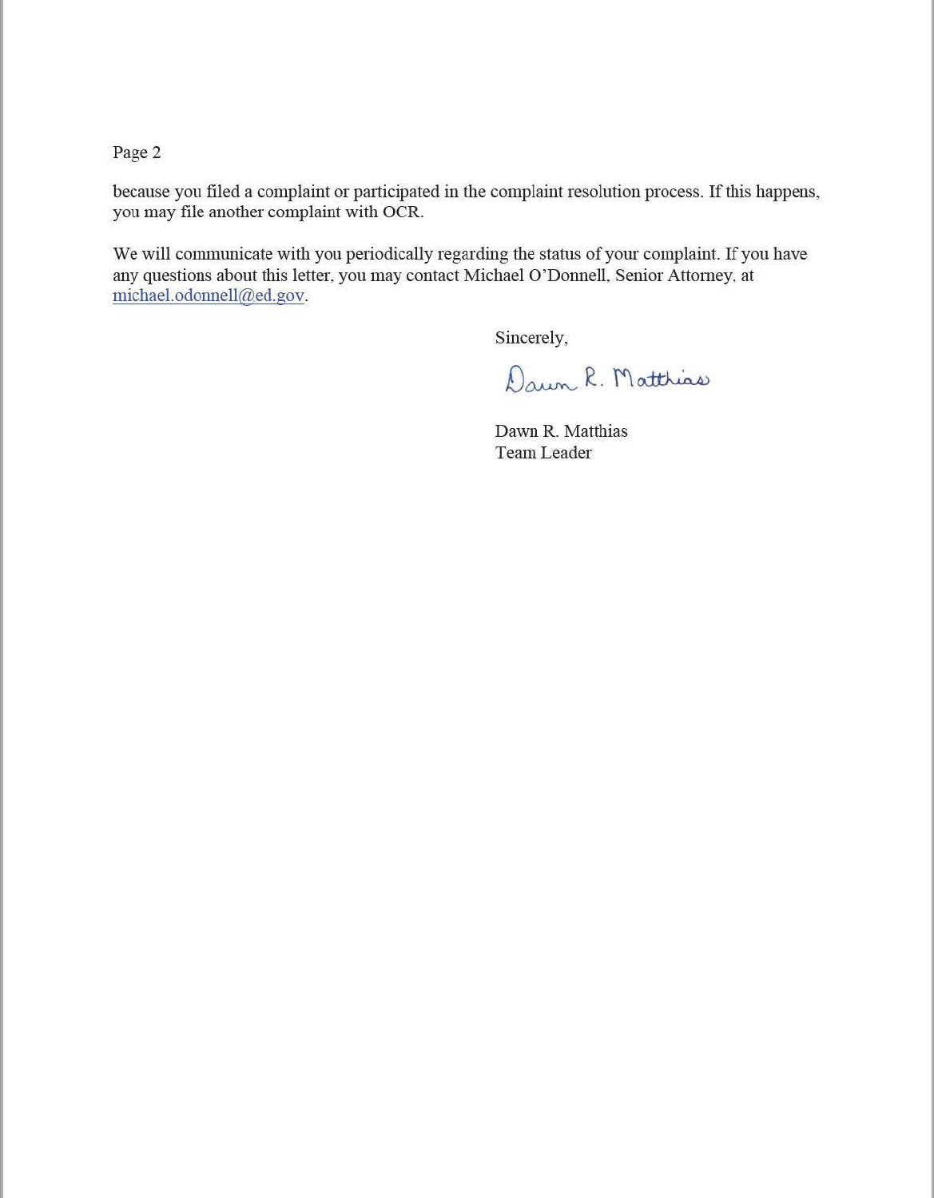because you filed a complaint or participated in the complaint resolution process. If this happens, you may file another complaint with OCR.

We will communicate with you periodically regarding the status of your complaint. If you have any questions about this letter, you may contact Michael O'Donnell, Senior Attorney, at michael.odonnell@ed.gov.

Sincerely,

Dawn R. Matthias

Dawn R. Matthias
Team Leader